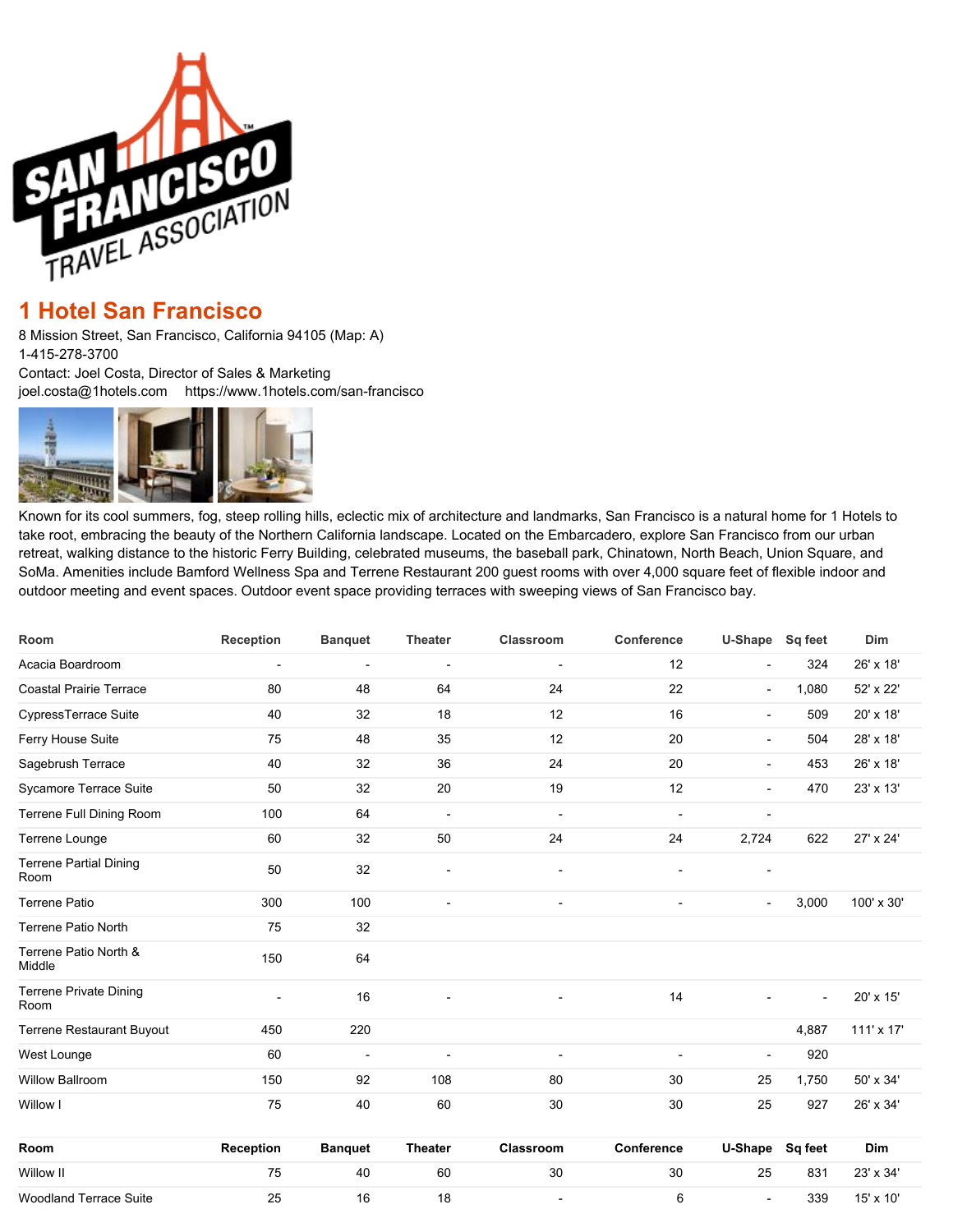# 1 Hotel San Francisco

8 Mission Street, San Francisco, California 94105 (Map: A)
1-415-278-3700
Contact: Joel Costa, Director of Sales & Marketing
joel.costa@1hotels.com     https://www.1hotels.com/san-francisco

Known for its cool summers, fog, steep rolling hills, eclectic mix of architecture and landmarks, San Francisco is a natural home for 1 Hotels to take root, embracing the beauty of the Northern California landscape. Located on the Embarcadero, explore San Francisco from our urban retreat, walking distance to the historic Ferry Building, celebrated museums, the baseball park, Chinatown, North Beach, Union Square, and SoMa. Amenities include Bamford Wellness Spa and Terrene Restaurant 200 guest rooms with over 4,000 square feet of flexible indoor and outdoor meeting and event spaces. Outdoor event space providing terraces with sweeping views of San Francisco bay.

| Room | Reception | Banquet | Theater | Classroom | Conference | U-Shape | Sq feet | Dim |
|---|---|---|---|---|---|---|---|---|
| Acacia Boardroom | - | - | - | - | 12 | - | 324 | 26' x 18' |
| Coastal Prairie Terrace | 80 | 48 | 64 | 24 | 22 | - | 1,080 | 52' x 22' |
| CypressTerrace Suite | 40 | 32 | 18 | 12 | 16 | - | 509 | 20' x 18' |
| Ferry House Suite | 75 | 48 | 35 | 12 | 20 | - | 504 | 28' x 18' |
| Sagebrush Terrace | 40 | 32 | 36 | 24 | 20 | - | 453 | 26' x 18' |
| Sycamore Terrace Suite | 50 | 32 | 20 | 19 | 12 | - | 470 | 23' x 13' |
| Terrene Full Dining Room | 100 | 64 | - | - | - | - | | |
| Terrene Lounge | 60 | 32 | 50 | 24 | 24 | 2,724 | 622 | 27' x 24' |
| Terrene Partial Dining Room | 50 | 32 | - | - | - | - | | |
| Terrene Patio | 300 | 100 | - | - | - | - | 3,000 | 100' x 30' |
| Terrene Patio North | 75 | 32 | | | | | | |
| Terrene Patio North & Middle | 150 | 64 | | | | | | |
| Terrene Private Dining Room | - | 16 | - | - | 14 | - | - | 20' x 15' |
| Terrene Restaurant Buyout | 450 | 220 | | | | | 4,887 | 111' x 17' |
| West Lounge | 60 | - | - | - | - | - | 920 | |
| Willow Ballroom | 150 | 92 | 108 | 80 | 30 | 25 | 1,750 | 50' x 34' |
| Willow I | 75 | 40 | 60 | 30 | 30 | 25 | 927 | 26' x 34' |
| Willow II | 75 | 40 | 60 | 30 | 30 | 25 | 831 | 23' x 34' |
| Woodland Terrace Suite | 25 | 16 | 18 | - | 6 | - | 339 | 15' x 10' |